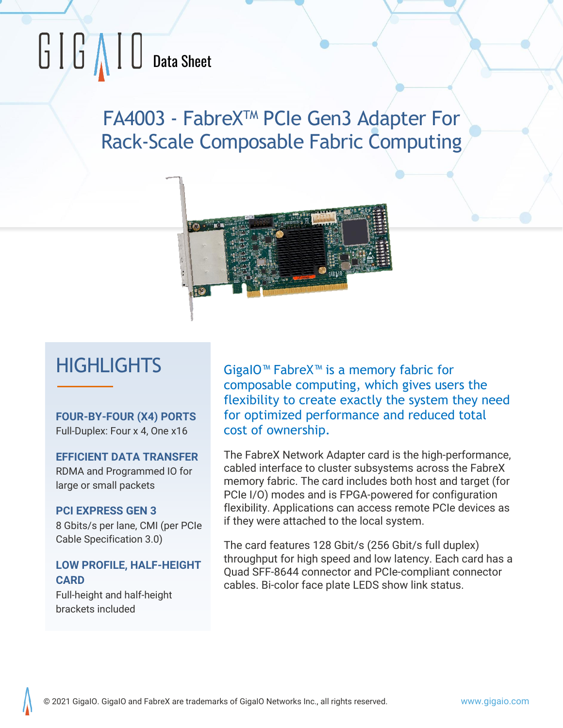GIGAIO Data Sheet

# FA4003 - FabreX™ PCIe Gen3 Adapter For Rack-Scale Composable Fabric Computing

## HIGHLIGHTS

**FOUR-BY-FOUR (X4) PORTS**
Full-Duplex: Four x 4, One x16

**EFFICIENT DATA TRANSFER**
RDMA and Programmed IO for large or small packets

**PCI EXPRESS GEN 3**
8 Gbits/s per lane, CMI (per PCIe Cable Specification 3.0)

**LOW PROFILE, HALF-HEIGHT CARD**
Full-height and half-height brackets included

GigaIO™ FabreX™ is a memory fabric for composable computing, which gives users the flexibility to create exactly the system they need for optimized performance and reduced total cost of ownership.

The FabreX Network Adapter card is the high-performance, cabled interface to cluster subsystems across the FabreX memory fabric. The card includes both host and target (for PCIe I/O) modes and is FPGA-powered for configuration flexibility. Applications can access remote PCIe devices as if they were attached to the local system.

The card features 128 Gbit/s (256 Gbit/s full duplex) throughput for high speed and low latency. Each card has a Quad SFF-8644 connector and PCIe-compliant connector cables. Bi-color face plate LEDS show link status.

© 2021 GigaIO. GigaIO and FabreX are trademarks of GigaIO Networks Inc., all rights reserved. www.gigaio.com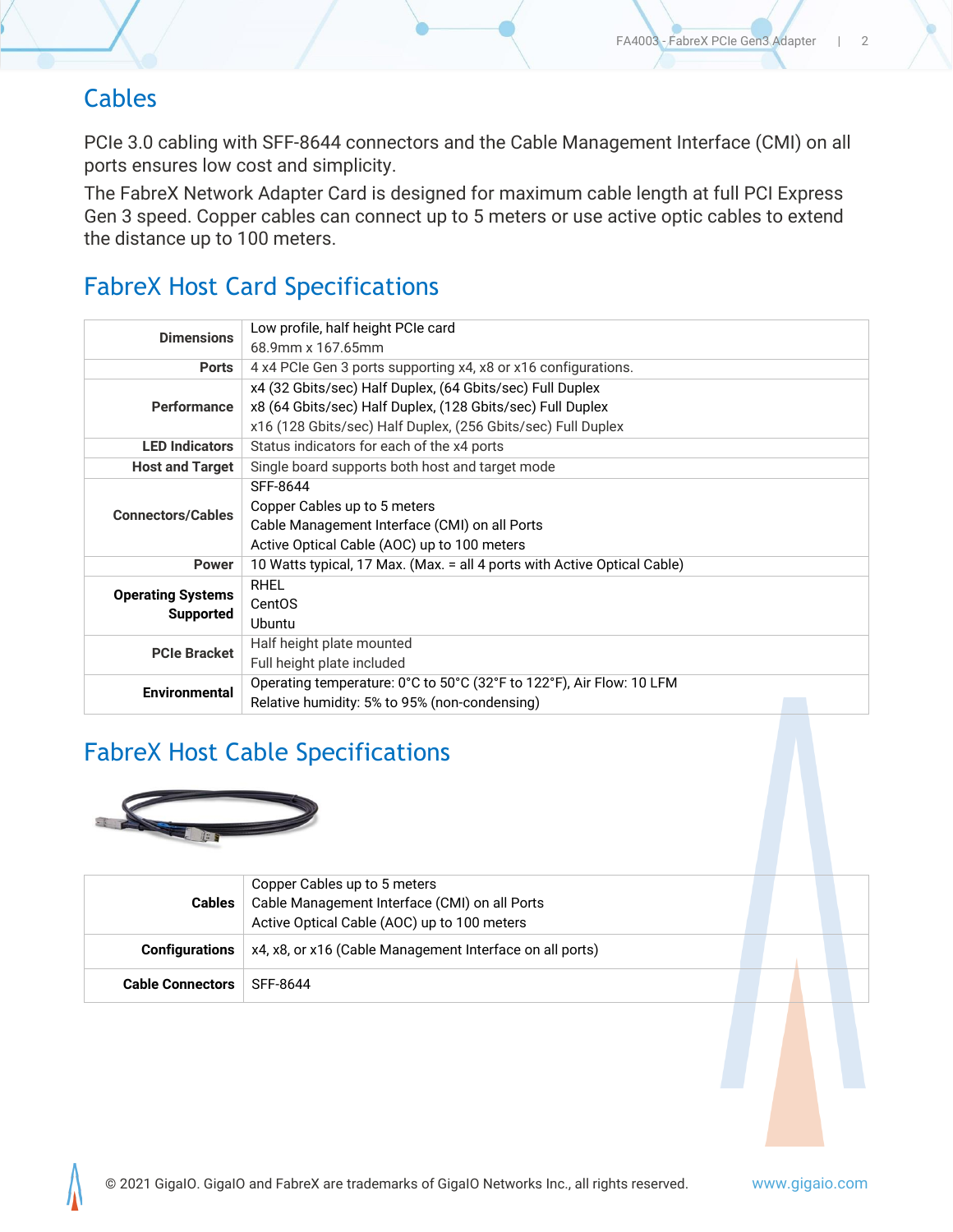## Cables

PCIe 3.0 cabling with SFF-8644 connectors and the Cable Management Interface (CMI) on all ports ensures low cost and simplicity.

The FabreX Network Adapter Card is designed for maximum cable length at full PCI Express Gen 3 speed. Copper cables can connect up to 5 meters or use active optic cables to extend the distance up to 100 meters.

## FabreX Host Card Specifications

| | |
|---|---|
| **Dimensions** | Low profile, half height PCIe card<br>68.9mm x 167.65mm |
| **Ports** | 4 x4 PCIe Gen 3 ports supporting x4, x8 or x16 configurations. |
| **Performance** | x4 (32 Gbits/sec) Half Duplex, (64 Gbits/sec) Full Duplex<br>x8 (64 Gbits/sec) Half Duplex, (128 Gbits/sec) Full Duplex<br>x16 (128 Gbits/sec) Half Duplex, (256 Gbits/sec) Full Duplex |
| **LED Indicators** | Status indicators for each of the x4 ports |
| **Host and Target** | Single board supports both host and target mode |
| **Connectors/Cables** | SFF-8644<br>Copper Cables up to 5 meters<br>Cable Management Interface (CMI) on all Ports<br>Active Optical Cable (AOC) up to 100 meters |
| **Power** | 10 Watts typical, 17 Max. (Max. = all 4 ports with Active Optical Cable) |
| **Operating Systems Supported** | RHEL<br>CentOS<br>Ubuntu |
| **PCIe Bracket** | Half height plate mounted<br>Full height plate included |
| **Environmental** | Operating temperature: 0°C to 50°C (32°F to 122°F), Air Flow: 10 LFM<br>Relative humidity: 5% to 95% (non-condensing) |

## FabreX Host Cable Specifications

| | |
|---|---|
| **Cables** | Copper Cables up to 5 meters<br>Cable Management Interface (CMI) on all Ports<br>Active Optical Cable (AOC) up to 100 meters |
| **Configurations** | x4, x8, or x16 (Cable Management Interface on all ports) |
| **Cable Connectors** | SFF-8644 |

© 2021 GigaIO. GigaIO and FabreX are trademarks of GigaIO Networks Inc., all rights reserved. www.gigaio.com